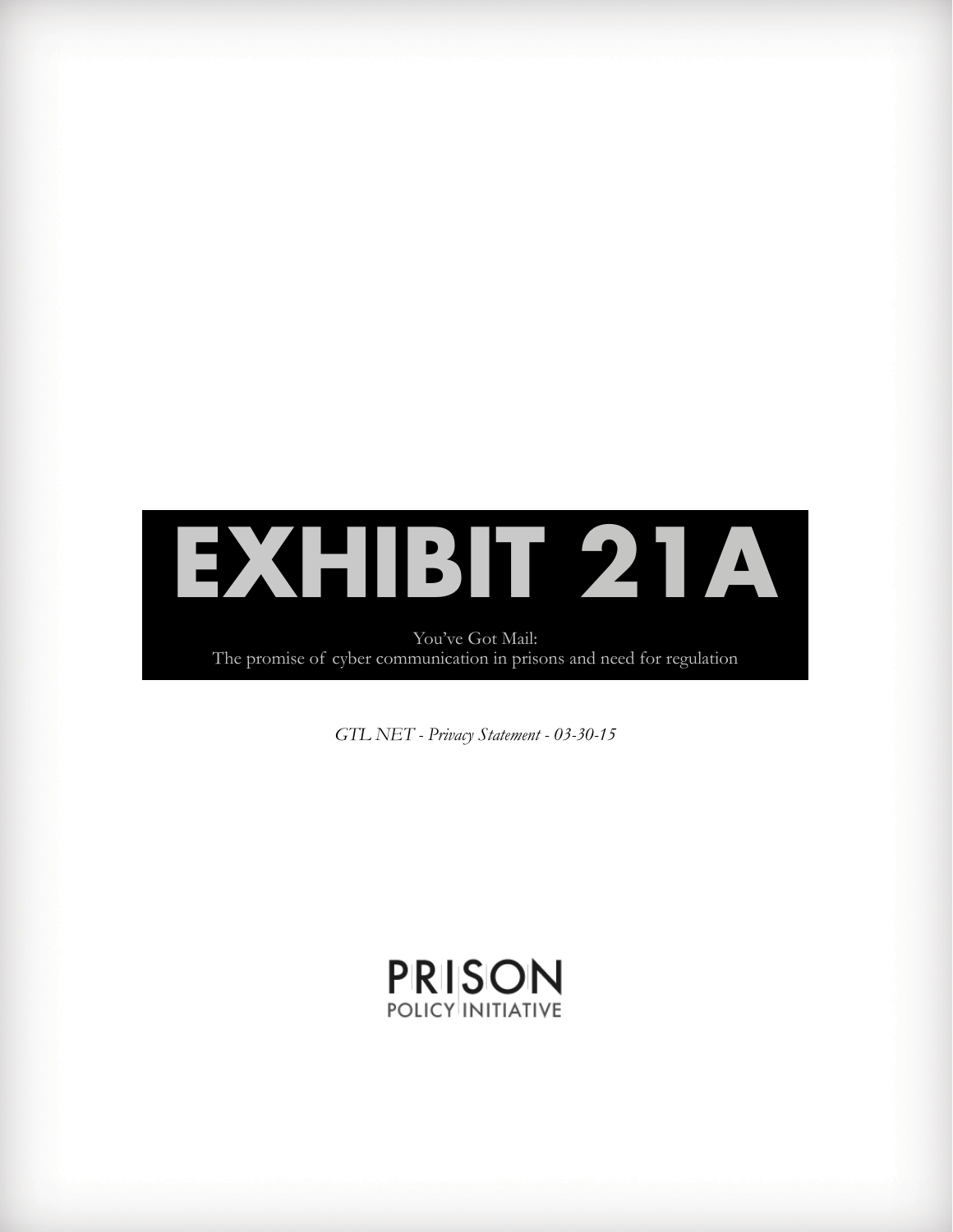# EXHIBIT 21A

You've Got Mail:
The promise of cyber communication in prisons and need for regulation

*GTL NET - Privacy Statement - 03-30-15*

PRISON
POLICY INITIATIVE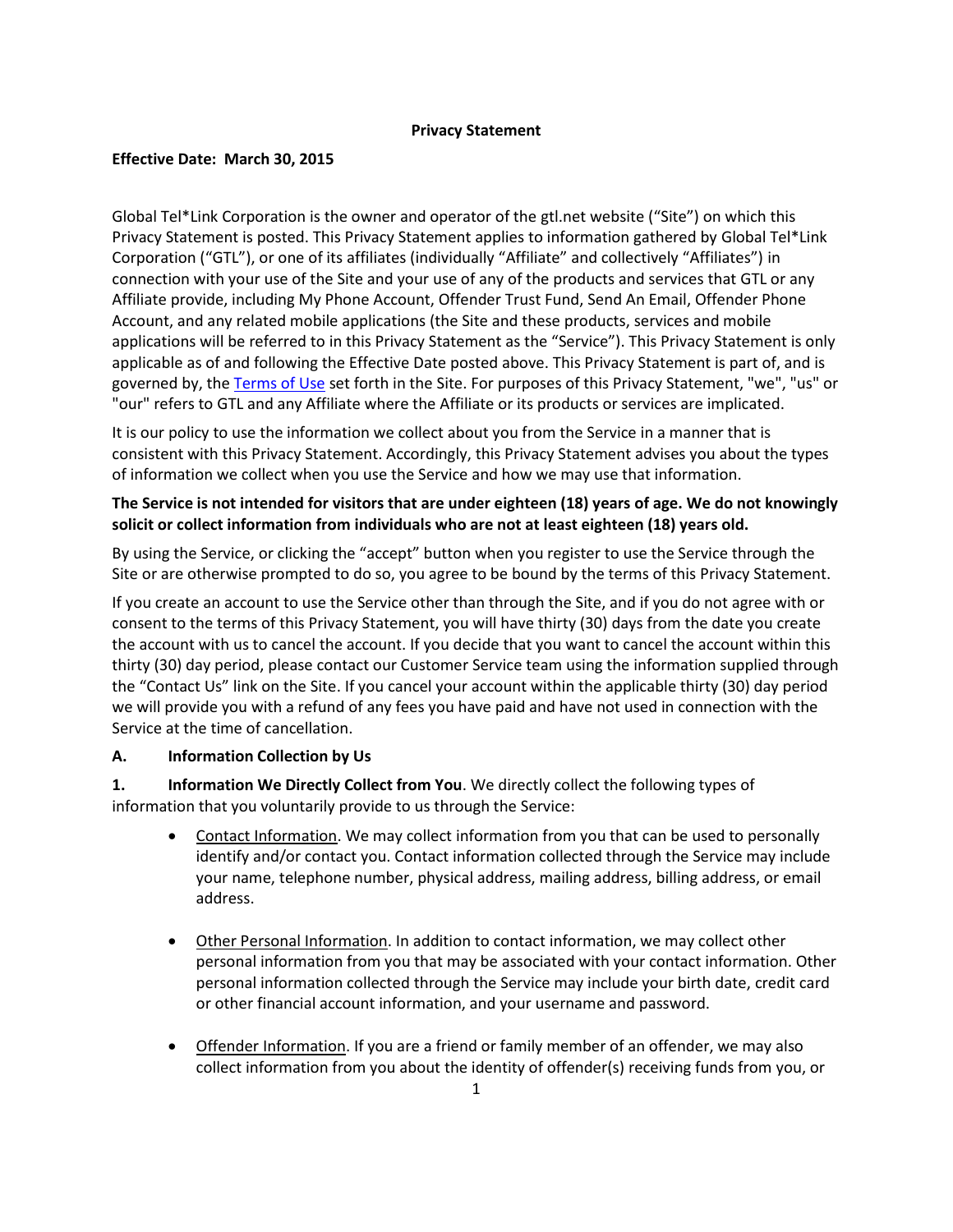**Privacy Statement**

**Effective Date: March 30, 2015**

Global Tel*Link Corporation is the owner and operator of the gtl.net website ("Site") on which this Privacy Statement is posted. This Privacy Statement applies to information gathered by Global Tel*Link Corporation ("GTL"), or one of its affiliates (individually "Affiliate" and collectively "Affiliates") in connection with your use of the Site and your use of any of the products and services that GTL or any Affiliate provide, including My Phone Account, Offender Trust Fund, Send An Email, Offender Phone Account, and any related mobile applications (the Site and these products, services and mobile applications will be referred to in this Privacy Statement as the "Service"). This Privacy Statement is only applicable as of and following the Effective Date posted above. This Privacy Statement is part of, and is governed by, the [Terms of Use] set forth in the Site. For purposes of this Privacy Statement, "we", "us" or "our" refers to GTL and any Affiliate where the Affiliate or its products or services are implicated.

It is our policy to use the information we collect about you from the Service in a manner that is consistent with this Privacy Statement. Accordingly, this Privacy Statement advises you about the types of information we collect when you use the Service and how we may use that information.

**The Service is not intended for visitors that are under eighteen (18) years of age. We do not knowingly solicit or collect information from individuals who are not at least eighteen (18) years old.**

By using the Service, or clicking the "accept" button when you register to use the Service through the Site or are otherwise prompted to do so, you agree to be bound by the terms of this Privacy Statement.

If you create an account to use the Service other than through the Site, and if you do not agree with or consent to the terms of this Privacy Statement, you will have thirty (30) days from the date you create the account with us to cancel the account. If you decide that you want to cancel the account within this thirty (30) day period, please contact our Customer Service team using the information supplied through the "Contact Us" link on the Site. If you cancel your account within the applicable thirty (30) day period we will provide you with a refund of any fees you have paid and have not used in connection with the Service at the time of cancellation.

**A. Information Collection by Us**

**1. Information We Directly Collect from You**. We directly collect the following types of information that you voluntarily provide to us through the Service:

- Contact Information. We may collect information from you that can be used to personally identify and/or contact you. Contact information collected through the Service may include your name, telephone number, physical address, mailing address, billing address, or email address.

- Other Personal Information. In addition to contact information, we may collect other personal information from you that may be associated with your contact information. Other personal information collected through the Service may include your birth date, credit card or other financial account information, and your username and password.

- Offender Information. If you are a friend or family member of an offender, we may also collect information from you about the identity of offender(s) receiving funds from you, or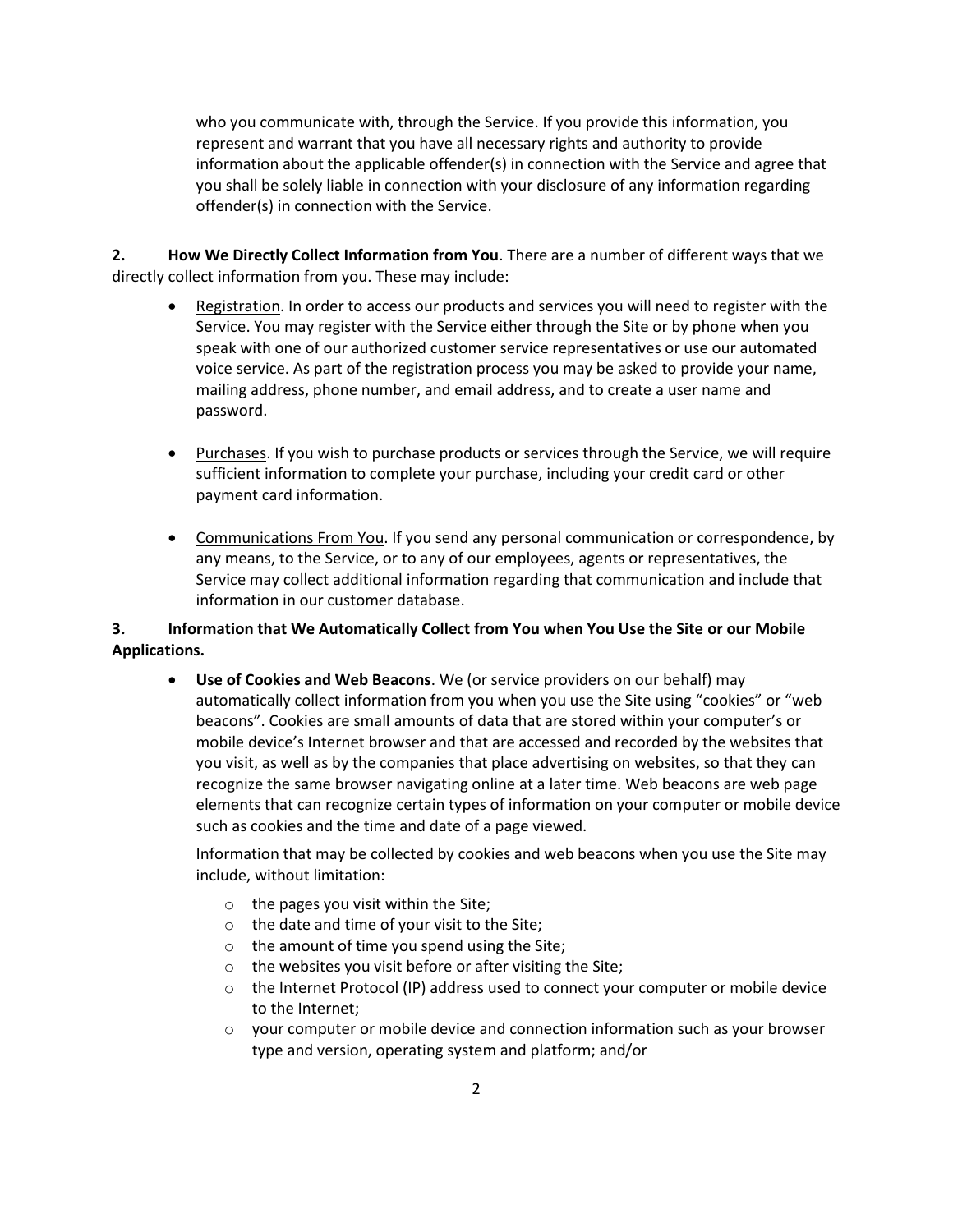who you communicate with, through the Service. If you provide this information, you represent and warrant that you have all necessary rights and authority to provide information about the applicable offender(s) in connection with the Service and agree that you shall be solely liable in connection with your disclosure of any information regarding offender(s) in connection with the Service.

**2. How We Directly Collect Information from You**. There are a number of different ways that we directly collect information from you. These may include:

- Registration. In order to access our products and services you will need to register with the Service. You may register with the Service either through the Site or by phone when you speak with one of our authorized customer service representatives or use our automated voice service. As part of the registration process you may be asked to provide your name, mailing address, phone number, and email address, and to create a user name and password.

- Purchases. If you wish to purchase products or services through the Service, we will require sufficient information to complete your purchase, including your credit card or other payment card information.

- Communications From You. If you send any personal communication or correspondence, by any means, to the Service, or to any of our employees, agents or representatives, the Service may collect additional information regarding that communication and include that information in our customer database.

**3. Information that We Automatically Collect from You when You Use the Site or our Mobile Applications.**

- **Use of Cookies and Web Beacons**. We (or service providers on our behalf) may automatically collect information from you when you use the Site using "cookies" or "web beacons". Cookies are small amounts of data that are stored within your computer's or mobile device's Internet browser and that are accessed and recorded by the websites that you visit, as well as by the companies that place advertising on websites, so that they can recognize the same browser navigating online at a later time. Web beacons are web page elements that can recognize certain types of information on your computer or mobile device such as cookies and the time and date of a page viewed.

  Information that may be collected by cookies and web beacons when you use the Site may include, without limitation:

  - the pages you visit within the Site;
  - the date and time of your visit to the Site;
  - the amount of time you spend using the Site;
  - the websites you visit before or after visiting the Site;
  - the Internet Protocol (IP) address used to connect your computer or mobile device to the Internet;
  - your computer or mobile device and connection information such as your browser type and version, operating system and platform; and/or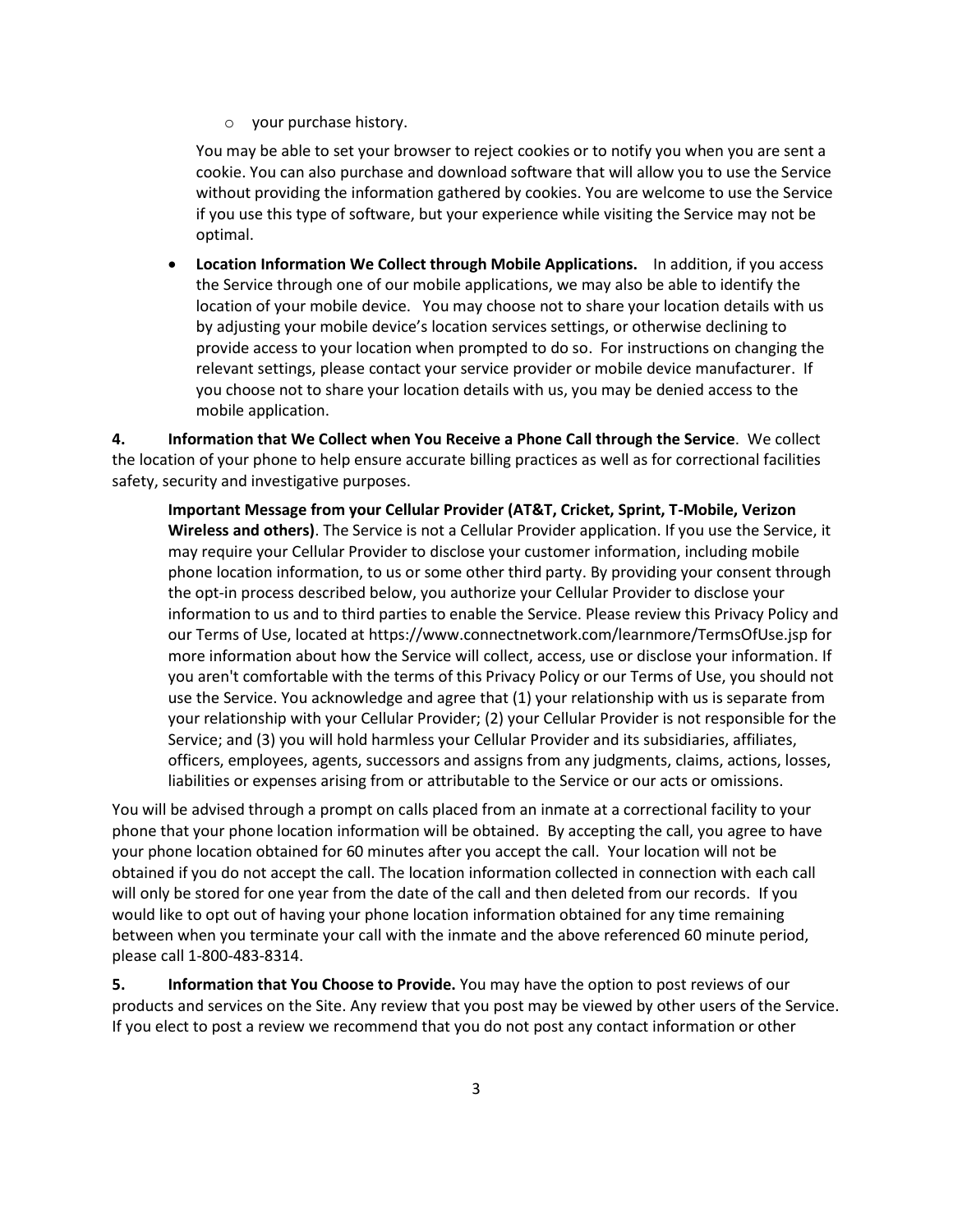- your purchase history.

  You may be able to set your browser to reject cookies or to notify you when you are sent a cookie. You can also purchase and download software that will allow you to use the Service without providing the information gathered by cookies. You are welcome to use the Service if you use this type of software, but your experience while visiting the Service may not be optimal.

- **Location Information We Collect through Mobile Applications.** In addition, if you access the Service through one of our mobile applications, we may also be able to identify the location of your mobile device. You may choose not to share your location details with us by adjusting your mobile device's location services settings, or otherwise declining to provide access to your location when prompted to do so. For instructions on changing the relevant settings, please contact your service provider or mobile device manufacturer. If you choose not to share your location details with us, you may be denied access to the mobile application.

**4. Information that We Collect when You Receive a Phone Call through the Service**. We collect the location of your phone to help ensure accurate billing practices as well as for correctional facilities safety, security and investigative purposes.

> **Important Message from your Cellular Provider (AT&T, Cricket, Sprint, T-Mobile, Verizon Wireless and others)**. The Service is not a Cellular Provider application. If you use the Service, it may require your Cellular Provider to disclose your customer information, including mobile phone location information, to us or some other third party. By providing your consent through the opt-in process described below, you authorize your Cellular Provider to disclose your information to us and to third parties to enable the Service. Please review this Privacy Policy and our Terms of Use, located at https://www.connectnetwork.com/learnmore/TermsOfUse.jsp for more information about how the Service will collect, access, use or disclose your information. If you aren't comfortable with the terms of this Privacy Policy or our Terms of Use, you should not use the Service. You acknowledge and agree that (1) your relationship with us is separate from your relationship with your Cellular Provider; (2) your Cellular Provider is not responsible for the Service; and (3) you will hold harmless your Cellular Provider and its subsidiaries, affiliates, officers, employees, agents, successors and assigns from any judgments, claims, actions, losses, liabilities or expenses arising from or attributable to the Service or our acts or omissions.

You will be advised through a prompt on calls placed from an inmate at a correctional facility to your phone that your phone location information will be obtained. By accepting the call, you agree to have your phone location obtained for 60 minutes after you accept the call. Your location will not be obtained if you do not accept the call. The location information collected in connection with each call will only be stored for one year from the date of the call and then deleted from our records. If you would like to opt out of having your phone location information obtained for any time remaining between when you terminate your call with the inmate and the above referenced 60 minute period, please call 1-800-483-8314.

**5. Information that You Choose to Provide.** You may have the option to post reviews of our products and services on the Site. Any review that you post may be viewed by other users of the Service. If you elect to post a review we recommend that you do not post any contact information or other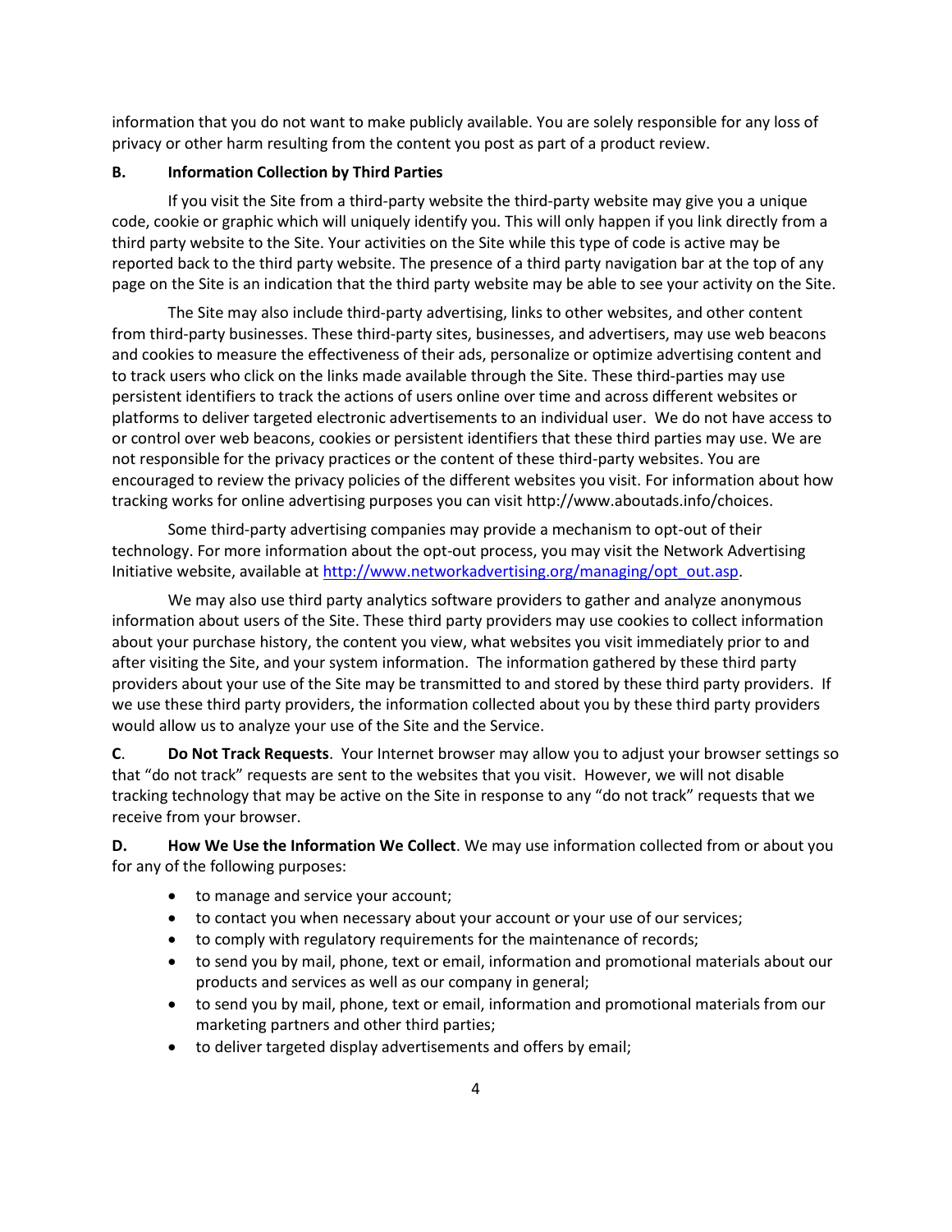information that you do not want to make publicly available. You are solely responsible for any loss of privacy or other harm resulting from the content you post as part of a product review.

**B. Information Collection by Third Parties**

If you visit the Site from a third-party website the third-party website may give you a unique code, cookie or graphic which will uniquely identify you. This will only happen if you link directly from a third party website to the Site. Your activities on the Site while this type of code is active may be reported back to the third party website. The presence of a third party navigation bar at the top of any page on the Site is an indication that the third party website may be able to see your activity on the Site.

The Site may also include third-party advertising, links to other websites, and other content from third-party businesses. These third-party sites, businesses, and advertisers, may use web beacons and cookies to measure the effectiveness of their ads, personalize or optimize advertising content and to track users who click on the links made available through the Site. These third-parties may use persistent identifiers to track the actions of users online over time and across different websites or platforms to deliver targeted electronic advertisements to an individual user. We do not have access to or control over web beacons, cookies or persistent identifiers that these third parties may use. We are not responsible for the privacy practices or the content of these third-party websites. You are encouraged to review the privacy policies of the different websites you visit. For information about how tracking works for online advertising purposes you can visit http://www.aboutads.info/choices.

Some third-party advertising companies may provide a mechanism to opt-out of their technology. For more information about the opt-out process, you may visit the Network Advertising Initiative website, available at [http://www.networkadvertising.org/managing/opt_out.asp](http://www.networkadvertising.org/managing/opt_out.asp).

We may also use third party analytics software providers to gather and analyze anonymous information about users of the Site. These third party providers may use cookies to collect information about your purchase history, the content you view, what websites you visit immediately prior to and after visiting the Site, and your system information. The information gathered by these third party providers about your use of the Site may be transmitted to and stored by these third party providers. If we use these third party providers, the information collected about you by these third party providers would allow us to analyze your use of the Site and the Service.

**C. Do Not Track Requests**. Your Internet browser may allow you to adjust your browser settings so that "do not track" requests are sent to the websites that you visit. However, we will not disable tracking technology that may be active on the Site in response to any "do not track" requests that we receive from your browser.

**D. How We Use the Information We Collect**. We may use information collected from or about you for any of the following purposes:

- to manage and service your account;
- to contact you when necessary about your account or your use of our services;
- to comply with regulatory requirements for the maintenance of records;
- to send you by mail, phone, text or email, information and promotional materials about our products and services as well as our company in general;
- to send you by mail, phone, text or email, information and promotional materials from our marketing partners and other third parties;
- to deliver targeted display advertisements and offers by email;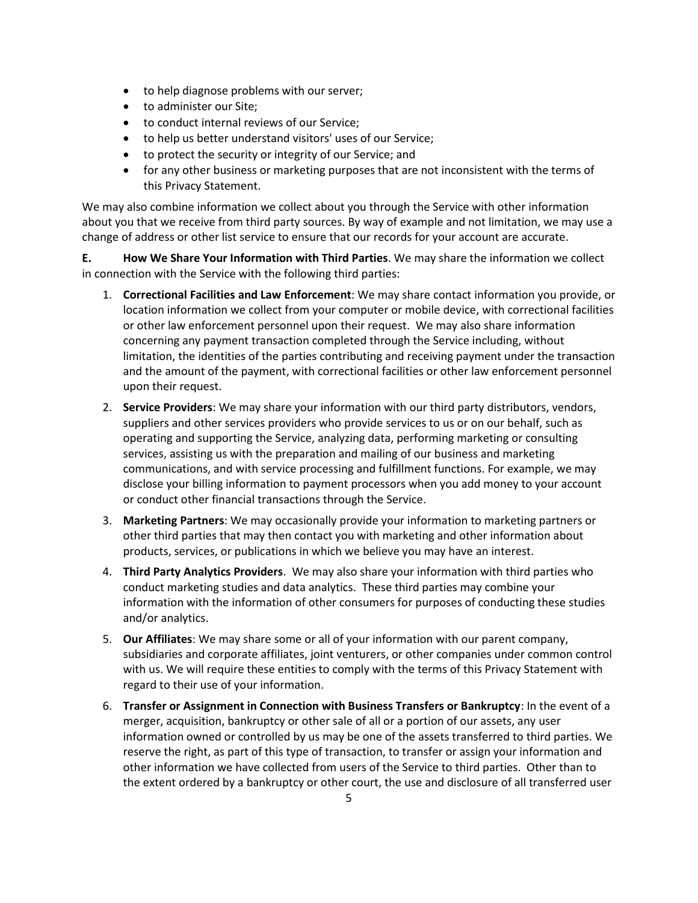- to help diagnose problems with our server;
- to administer our Site;
- to conduct internal reviews of our Service;
- to help us better understand visitors' uses of our Service;
- to protect the security or integrity of our Service; and
- for any other business or marketing purposes that are not inconsistent with the terms of this Privacy Statement.

We may also combine information we collect about you through the Service with other information about you that we receive from third party sources. By way of example and not limitation, we may use a change of address or other list service to ensure that our records for your account are accurate.

**E. How We Share Your Information with Third Parties**. We may share the information we collect in connection with the Service with the following third parties:

1. **Correctional Facilities and Law Enforcement**: We may share contact information you provide, or location information we collect from your computer or mobile device, with correctional facilities or other law enforcement personnel upon their request. We may also share information concerning any payment transaction completed through the Service including, without limitation, the identities of the parties contributing and receiving payment under the transaction and the amount of the payment, with correctional facilities or other law enforcement personnel upon their request.
2. **Service Providers**: We may share your information with our third party distributors, vendors, suppliers and other services providers who provide services to us or on our behalf, such as operating and supporting the Service, analyzing data, performing marketing or consulting services, assisting us with the preparation and mailing of our business and marketing communications, and with service processing and fulfillment functions. For example, we may disclose your billing information to payment processors when you add money to your account or conduct other financial transactions through the Service.
3. **Marketing Partners**: We may occasionally provide your information to marketing partners or other third parties that may then contact you with marketing and other information about products, services, or publications in which we believe you may have an interest.
4. **Third Party Analytics Providers**. We may also share your information with third parties who conduct marketing studies and data analytics. These third parties may combine your information with the information of other consumers for purposes of conducting these studies and/or analytics.
5. **Our Affiliates**: We may share some or all of your information with our parent company, subsidiaries and corporate affiliates, joint venturers, or other companies under common control with us. We will require these entities to comply with the terms of this Privacy Statement with regard to their use of your information.
6. **Transfer or Assignment in Connection with Business Transfers or Bankruptcy**: In the event of a merger, acquisition, bankruptcy or other sale of all or a portion of our assets, any user information owned or controlled by us may be one of the assets transferred to third parties. We reserve the right, as part of this type of transaction, to transfer or assign your information and other information we have collected from users of the Service to third parties. Other than to the extent ordered by a bankruptcy or other court, the use and disclosure of all transferred user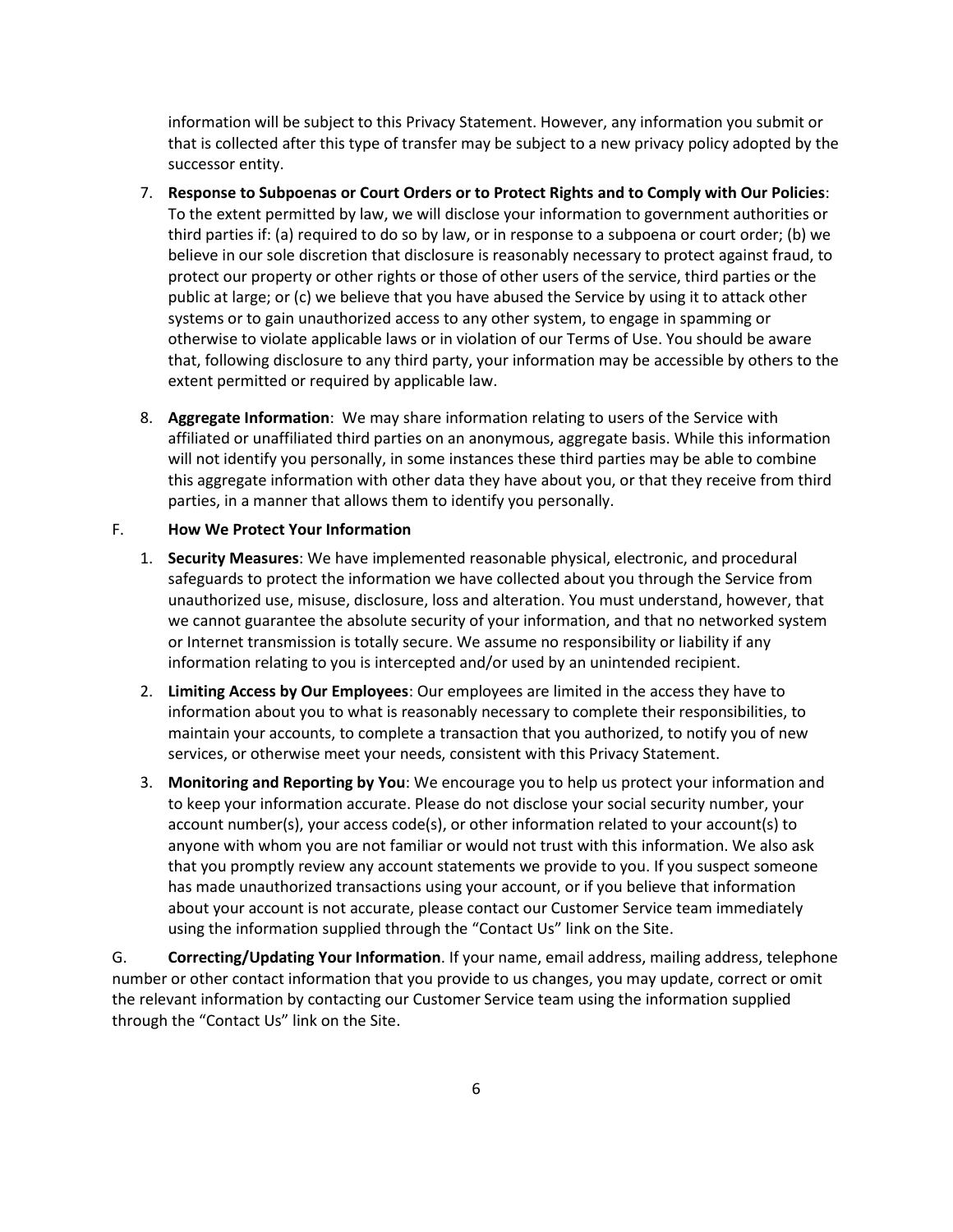information will be subject to this Privacy Statement. However, any information you submit or that is collected after this type of transfer may be subject to a new privacy policy adopted by the successor entity.

7. **Response to Subpoenas or Court Orders or to Protect Rights and to Comply with Our Policies**: To the extent permitted by law, we will disclose your information to government authorities or third parties if: (a) required to do so by law, or in response to a subpoena or court order; (b) we believe in our sole discretion that disclosure is reasonably necessary to protect against fraud, to protect our property or other rights or those of other users of the service, third parties or the public at large; or (c) we believe that you have abused the Service by using it to attack other systems or to gain unauthorized access to any other system, to engage in spamming or otherwise to violate applicable laws or in violation of our Terms of Use. You should be aware that, following disclosure to any third party, your information may be accessible by others to the extent permitted or required by applicable law.

8. **Aggregate Information**: We may share information relating to users of the Service with affiliated or unaffiliated third parties on an anonymous, aggregate basis. While this information will not identify you personally, in some instances these third parties may be able to combine this aggregate information with other data they have about you, or that they receive from third parties, in a manner that allows them to identify you personally.

F. **How We Protect Your Information**

1. **Security Measures**: We have implemented reasonable physical, electronic, and procedural safeguards to protect the information we have collected about you through the Service from unauthorized use, misuse, disclosure, loss and alteration. You must understand, however, that we cannot guarantee the absolute security of your information, and that no networked system or Internet transmission is totally secure. We assume no responsibility or liability if any information relating to you is intercepted and/or used by an unintended recipient.

2. **Limiting Access by Our Employees**: Our employees are limited in the access they have to information about you to what is reasonably necessary to complete their responsibilities, to maintain your accounts, to complete a transaction that you authorized, to notify you of new services, or otherwise meet your needs, consistent with this Privacy Statement.

3. **Monitoring and Reporting by You**: We encourage you to help us protect your information and to keep your information accurate. Please do not disclose your social security number, your account number(s), your access code(s), or other information related to your account(s) to anyone with whom you are not familiar or would not trust with this information. We also ask that you promptly review any account statements we provide to you. If you suspect someone has made unauthorized transactions using your account, or if you believe that information about your account is not accurate, please contact our Customer Service team immediately using the information supplied through the "Contact Us" link on the Site.

G. **Correcting/Updating Your Information**. If your name, email address, mailing address, telephone number or other contact information that you provide to us changes, you may update, correct or omit the relevant information by contacting our Customer Service team using the information supplied through the "Contact Us" link on the Site.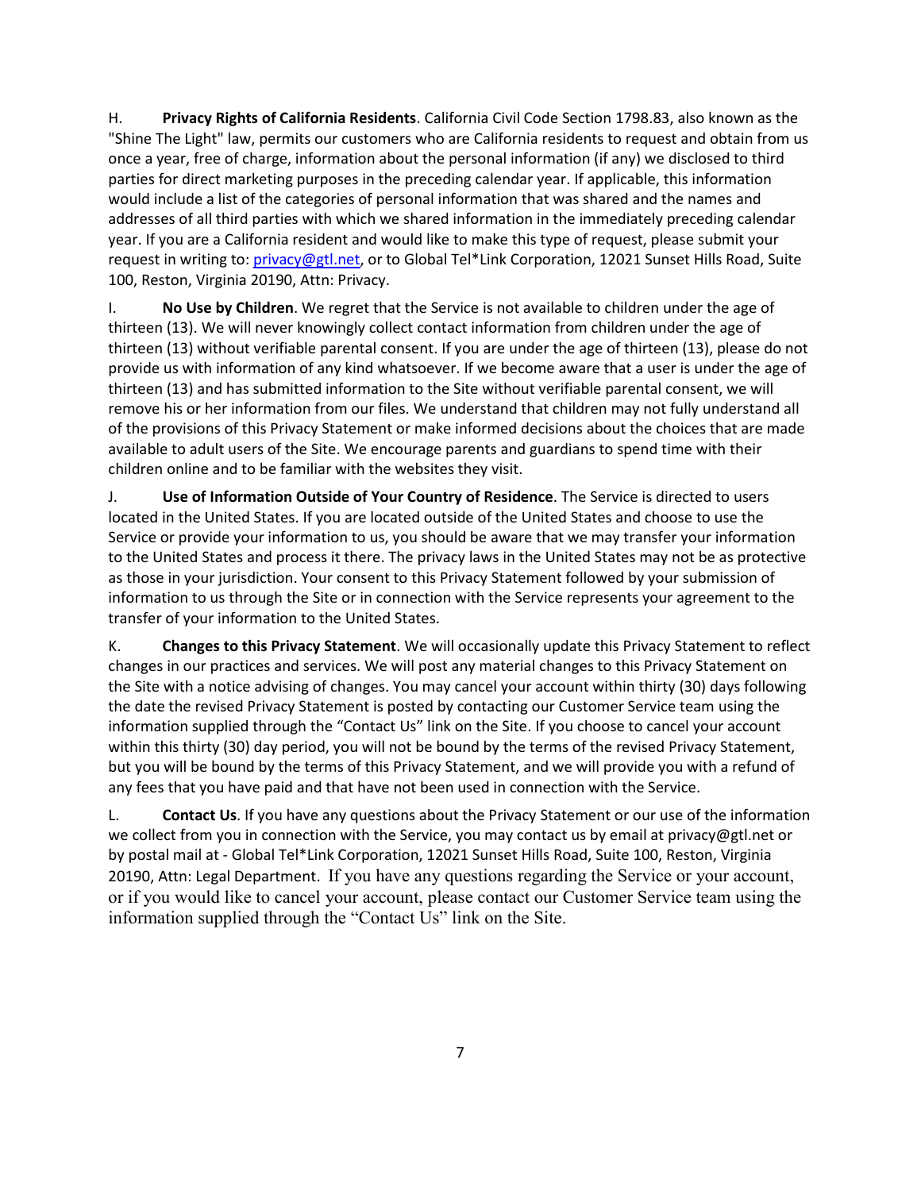H. **Privacy Rights of California Residents**. California Civil Code Section 1798.83, also known as the "Shine The Light" law, permits our customers who are California residents to request and obtain from us once a year, free of charge, information about the personal information (if any) we disclosed to third parties for direct marketing purposes in the preceding calendar year. If applicable, this information would include a list of the categories of personal information that was shared and the names and addresses of all third parties with which we shared information in the immediately preceding calendar year. If you are a California resident and would like to make this type of request, please submit your request in writing to: privacy@gtl.net, or to Global Tel*Link Corporation, 12021 Sunset Hills Road, Suite 100, Reston, Virginia 20190, Attn: Privacy.

I. **No Use by Children**. We regret that the Service is not available to children under the age of thirteen (13). We will never knowingly collect contact information from children under the age of thirteen (13) without verifiable parental consent. If you are under the age of thirteen (13), please do not provide us with information of any kind whatsoever. If we become aware that a user is under the age of thirteen (13) and has submitted information to the Site without verifiable parental consent, we will remove his or her information from our files. We understand that children may not fully understand all of the provisions of this Privacy Statement or make informed decisions about the choices that are made available to adult users of the Site. We encourage parents and guardians to spend time with their children online and to be familiar with the websites they visit.

J. **Use of Information Outside of Your Country of Residence**. The Service is directed to users located in the United States. If you are located outside of the United States and choose to use the Service or provide your information to us, you should be aware that we may transfer your information to the United States and process it there. The privacy laws in the United States may not be as protective as those in your jurisdiction. Your consent to this Privacy Statement followed by your submission of information to us through the Site or in connection with the Service represents your agreement to the transfer of your information to the United States.

K. **Changes to this Privacy Statement**. We will occasionally update this Privacy Statement to reflect changes in our practices and services. We will post any material changes to this Privacy Statement on the Site with a notice advising of changes. You may cancel your account within thirty (30) days following the date the revised Privacy Statement is posted by contacting our Customer Service team using the information supplied through the "Contact Us" link on the Site. If you choose to cancel your account within this thirty (30) day period, you will not be bound by the terms of the revised Privacy Statement, but you will be bound by the terms of this Privacy Statement, and we will provide you with a refund of any fees that you have paid and that have not been used in connection with the Service.

L. **Contact Us**. If you have any questions about the Privacy Statement or our use of the information we collect from you in connection with the Service, you may contact us by email at privacy@gtl.net or by postal mail at - Global Tel*Link Corporation, 12021 Sunset Hills Road, Suite 100, Reston, Virginia 20190, Attn: Legal Department. If you have any questions regarding the Service or your account, or if you would like to cancel your account, please contact our Customer Service team using the information supplied through the "Contact Us" link on the Site.